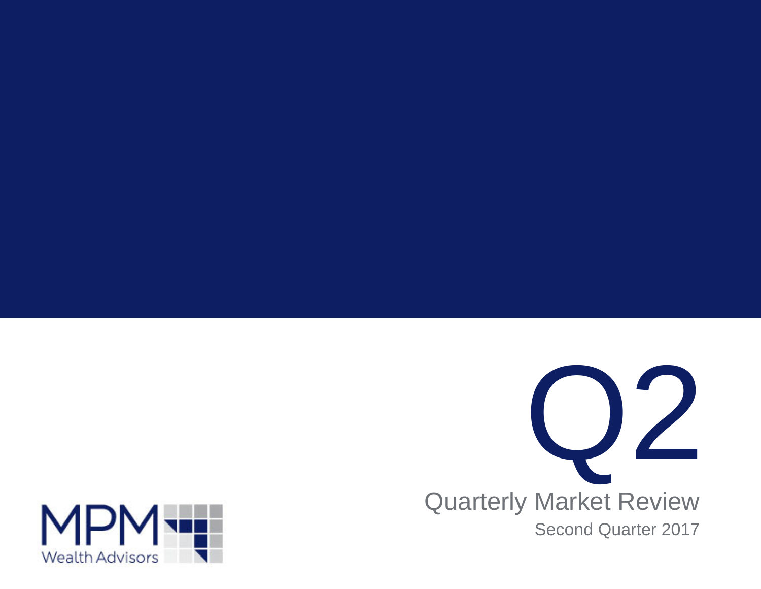# Q2

## Quarterly Market Review

Second Quarter 2017

MPM Wealth Advisors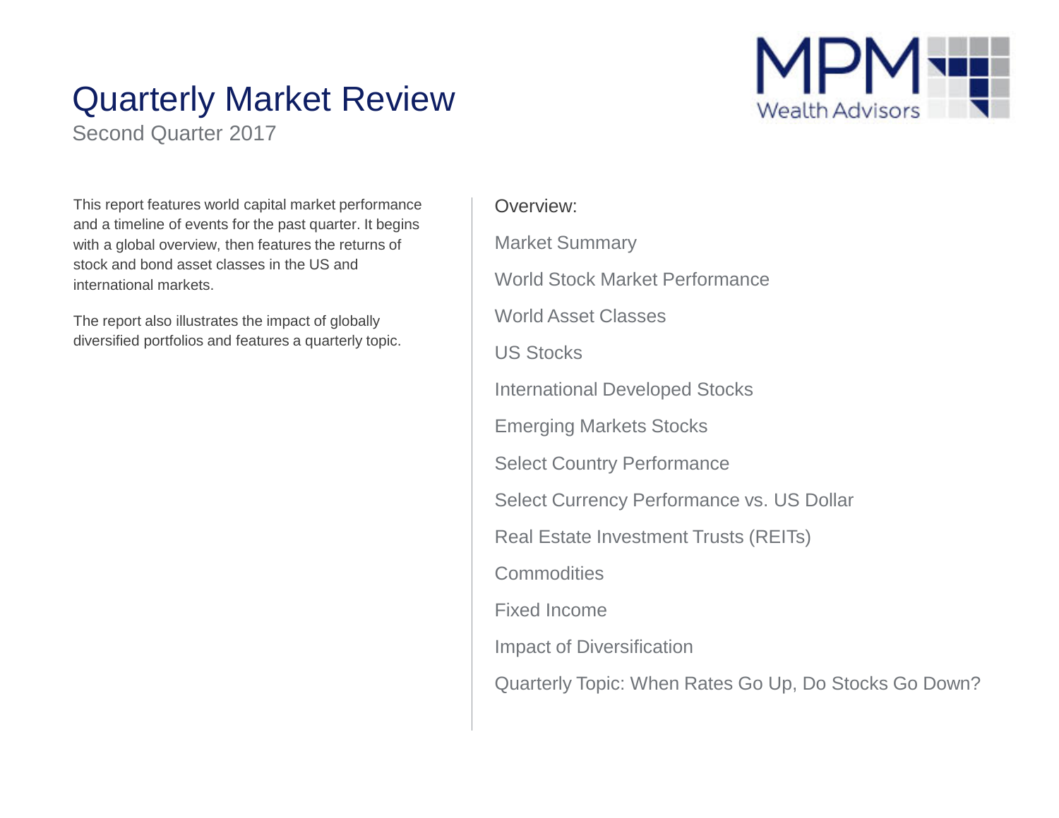# Quarterly Market Review

Second Quarter 2017

MPM Wealth Advisors

This report features world capital market performance and a timeline of events for the past quarter. It begins with a global overview, then features the returns of stock and bond asset classes in the US and international markets.

The report also illustrates the impact of globally diversified portfolios and features a quarterly topic.

Overview:

- Market Summary
- World Stock Market Performance
- World Asset Classes
- US Stocks
- International Developed Stocks
- Emerging Markets Stocks
- Select Country Performance
- Select Currency Performance vs. US Dollar
- Real Estate Investment Trusts (REITs)
- Commodities
- Fixed Income
- Impact of Diversification
- Quarterly Topic: When Rates Go Up, Do Stocks Go Down?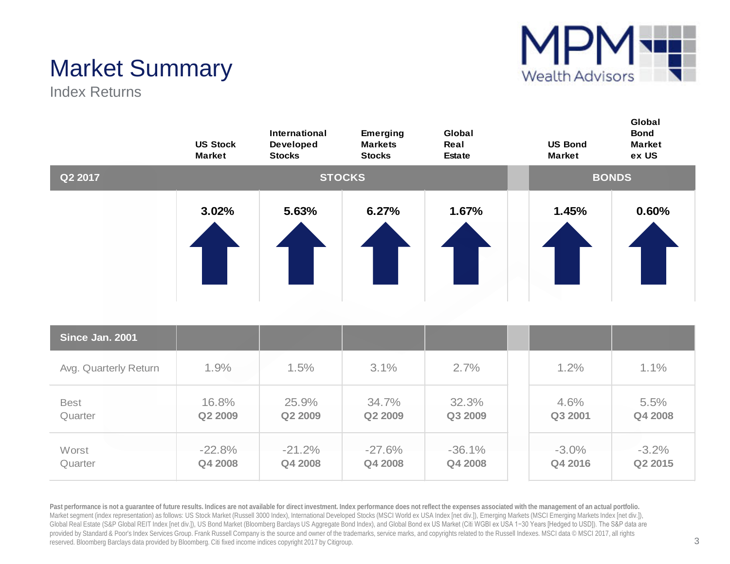# Market Summary

## Index Returns

| Q2 2017 | US Stock Market | International Developed Stocks | Emerging Markets Stocks | Global Real Estate | US Bond Market | Global Bond Market ex US |
|---|---|---|---|---|---|---|
| | STOCKS | | | | BONDS | |
| | 3.02% | 5.63% | 6.27% | 1.67% | 1.45% | 0.60% |

| Since Jan. 2001 | US Stock Market | International Developed Stocks | Emerging Markets Stocks | Global Real Estate | US Bond Market | Global Bond Market ex US |
|---|---|---|---|---|---|---|
| Avg. Quarterly Return | 1.9% | 1.5% | 3.1% | 2.7% | 1.2% | 1.1% |
| Best Quarter | 16.8% **Q2 2009** | 25.9% **Q2 2009** | 34.7% **Q2 2009** | 32.3% **Q3 2009** | 4.6% **Q3 2001** | 5.5% **Q4 2008** |
| Worst Quarter | -22.8% **Q4 2008** | -21.2% **Q4 2008** | -27.6% **Q4 2008** | -36.1% **Q4 2008** | -3.0% **Q4 2016** | -3.2% **Q2 2015** |

**Past performance is not a guarantee of future results. Indices are not available for direct investment. Index performance does not reflect the expenses associated with the management of an actual portfolio.**
Market segment (index representation) as follows: US Stock Market (Russell 3000 Index), International Developed Stocks (MSCI World ex USA Index [net div.]), Emerging Markets (MSCI Emerging Markets Index [net div.]), Global Real Estate (S&P Global REIT Index [net div.]), US Bond Market (Bloomberg Barclays US Aggregate Bond Index), and Global Bond ex US Market (Citi WGBI ex USA 1−30 Years [Hedged to USD]). The S&P data are provided by Standard & Poor's Index Services Group. Frank Russell Company is the source and owner of the trademarks, service marks, and copyrights related to the Russell Indexes. MSCI data © MSCI 2017, all rights reserved. Bloomberg Barclays data provided by Bloomberg. Citi fixed income indices copyright 2017 by Citigroup.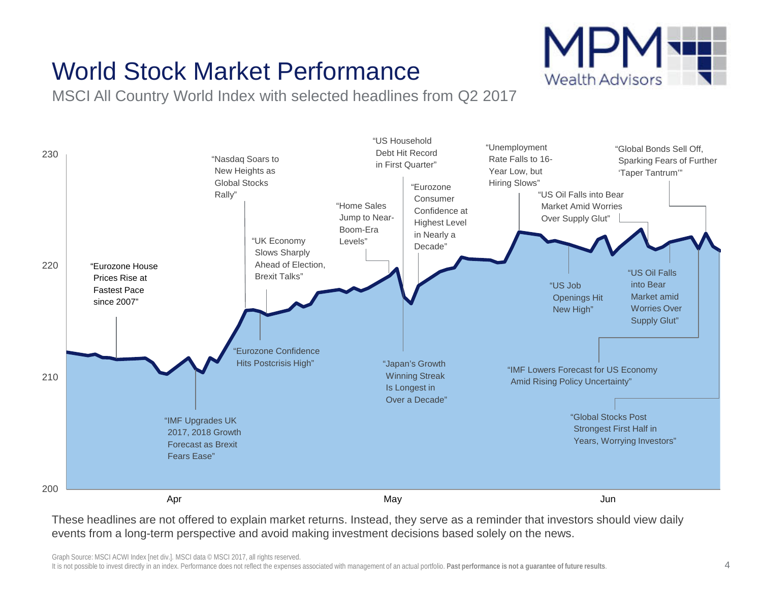# World Stock Market Performance

MSCI All Country World Index with selected headlines from Q2 2017

230

220

210

200

Apr

May

Jun

"Eurozone House Prices Rise at Fastest Pace since 2007"

"IMF Upgrades UK 2017, 2018 Growth Forecast as Brexit Fears Ease"

"Nasdaq Soars to New Heights as Global Stocks Rally"

"Eurozone Confidence Hits Postcrisis High"

"UK Economy Slows Sharply Ahead of Election, Brexit Talks"

"Home Sales Jump to Near-Boom-Era Levels"

"US Household Debt Hit Record in First Quarter"

"Japan's Growth Winning Streak Is Longest in Over a Decade"

"Eurozone Consumer Confidence at Highest Level in Nearly a Decade"

"Unemployment Rate Falls to 16-Year Low, but Hiring Slows"

"US Job Openings Hit New High"

"US Oil Falls into Bear Market Amid Worries Over Supply Glut"

"IMF Lowers Forecast for US Economy Amid Rising Policy Uncertainty"

"Global Bonds Sell Off, Sparking Fears of Further 'Taper Tantrum'"

"US Oil Falls into Bear Market amid Worries Over Supply Glut"

"Global Stocks Post Strongest First Half in Years, Worrying Investors"

These headlines are not offered to explain market returns. Instead, they serve as a reminder that investors should view daily events from a long-term perspective and avoid making investment decisions based solely on the news.

Graph Source: MSCI ACWI Index [net div.]. MSCI data © MSCI 2017, all rights reserved.

It is not possible to invest directly in an index. Performance does not reflect the expenses associated with management of an actual portfolio. **Past performance is not a guarantee of future results**.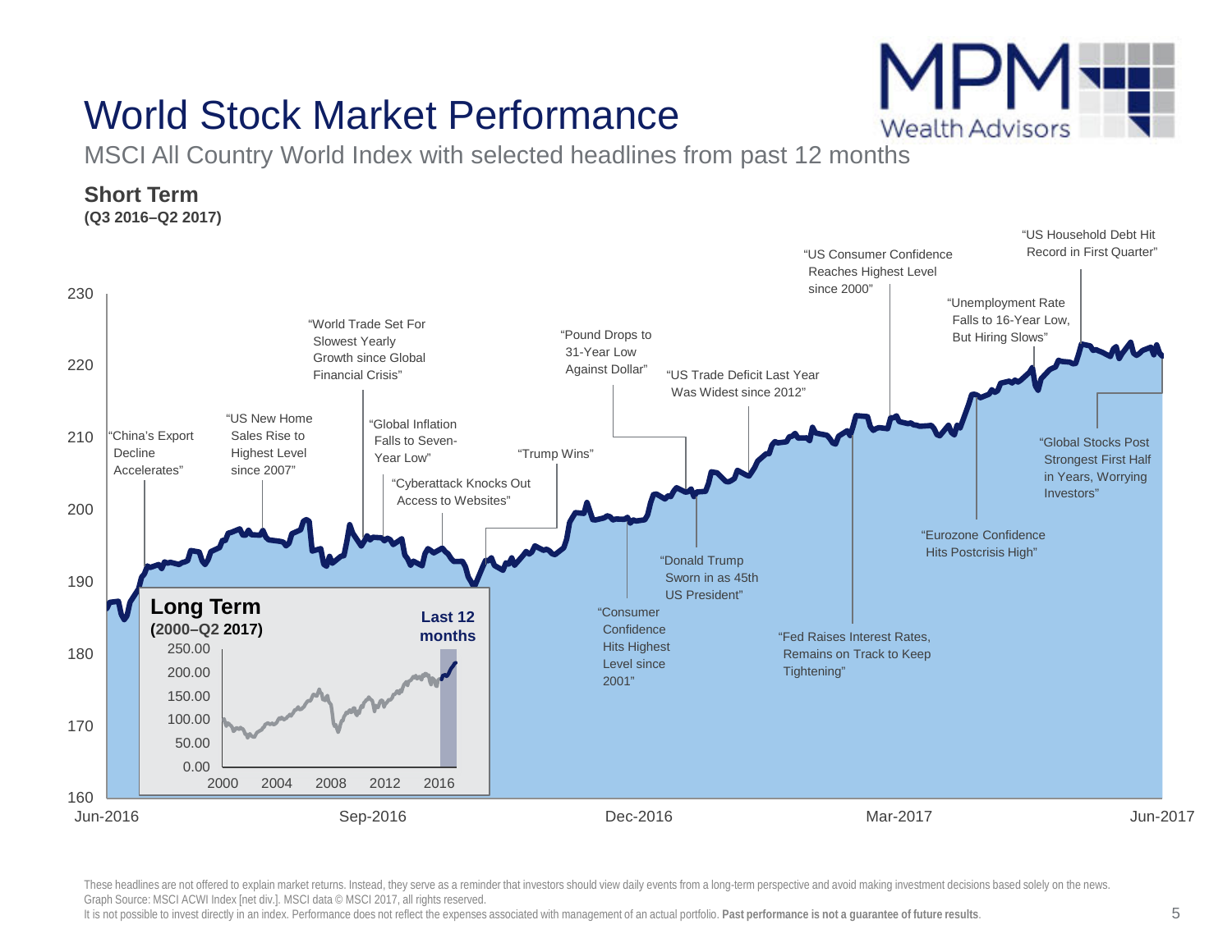# World Stock Market Performance

MSCI All Country World Index with selected headlines from past 12 months

**Short Term**
**(Q3 2016–Q2 2017)**

"China's Export Decline Accelerates"

"US New Home Sales Rise to Highest Level since 2007"

"World Trade Set For Slowest Yearly Growth since Global Financial Crisis"

"Global Inflation Falls to Seven-Year Low"

"Cyberattack Knocks Out Access to Websites"

"Trump Wins"

"Pound Drops to 31-Year Low Against Dollar"

"Consumer Confidence Hits Highest Level since 2001"

"Donald Trump Sworn in as 45th US President"

"US Trade Deficit Last Year Was Widest since 2012"

"Fed Raises Interest Rates, Remains on Track to Keep Tightening"

"US Consumer Confidence Reaches Highest Level since 2000"

"Eurozone Confidence Hits Postcrisis High"

"Unemployment Rate Falls to 16-Year Low, But Hiring Slows"

"US Household Debt Hit Record in First Quarter"

"Global Stocks Post Strongest First Half in Years, Worrying Investors"

**Long Term**
**(2000–Q2 2017)**

**Last 12 months**

These headlines are not offered to explain market returns. Instead, they serve as a reminder that investors should view daily events from a long-term perspective and avoid making investment decisions based solely on the news.
Graph Source: MSCI ACWI Index [net div.]. MSCI data © MSCI 2017, all rights reserved.
It is not possible to invest directly in an index. Performance does not reflect the expenses associated with management of an actual portfolio. **Past performance is not a guarantee of future results**.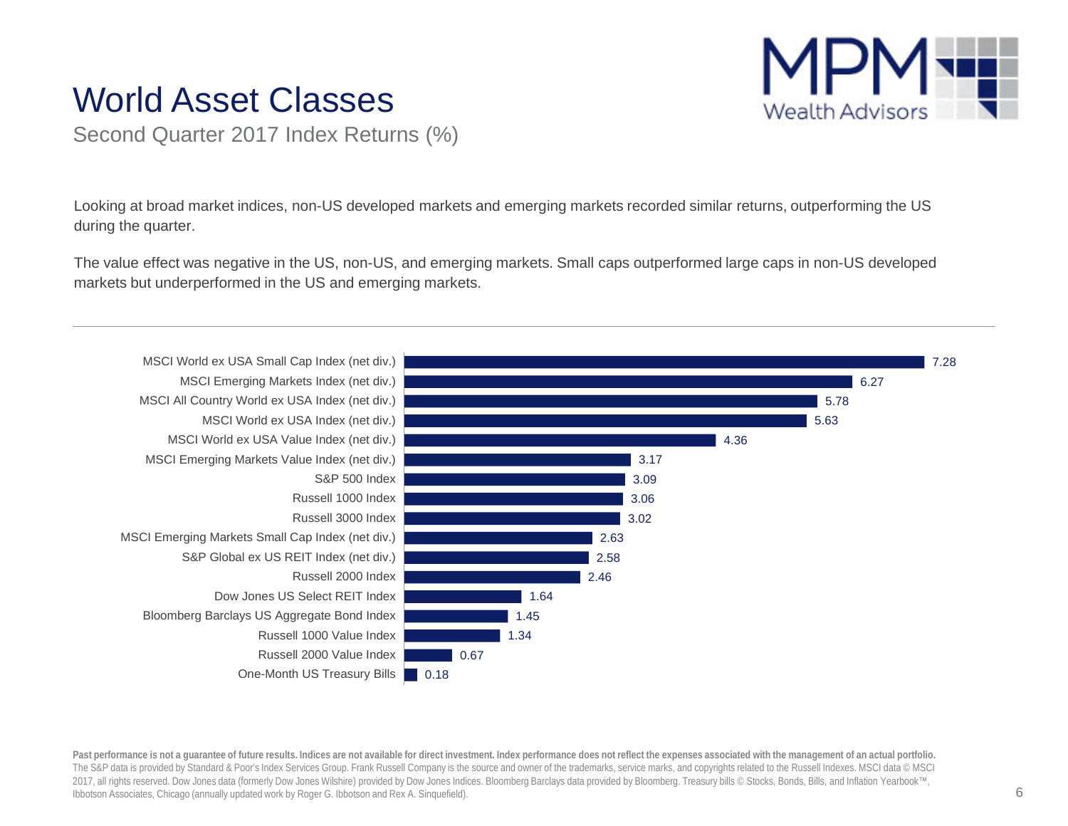# World Asset Classes

## Second Quarter 2017 Index Returns (%)

Looking at broad market indices, non-US developed markets and emerging markets recorded similar returns, outperforming the US during the quarter.

The value effect was negative in the US, non-US, and emerging markets. Small caps outperformed large caps in non-US developed markets but underperformed in the US and emerging markets.

| Index | Return (%) |
|---|---|
| MSCI World ex USA Small Cap Index (net div.) | 7.28 |
| MSCI Emerging Markets Index (net div.) | 6.27 |
| MSCI All Country World ex USA Index (net div.) | 5.78 |
| MSCI World ex USA Index (net div.) | 5.63 |
| MSCI World ex USA Value Index (net div.) | 4.36 |
| MSCI Emerging Markets Value Index (net div.) | 3.17 |
| S&P 500 Index | 3.09 |
| Russell 1000 Index | 3.06 |
| Russell 3000 Index | 3.02 |
| MSCI Emerging Markets Small Cap Index (net div.) | 2.63 |
| S&P Global ex US REIT Index (net div.) | 2.58 |
| Russell 2000 Index | 2.46 |
| Dow Jones US Select REIT Index | 1.64 |
| Bloomberg Barclays US Aggregate Bond Index | 1.45 |
| Russell 1000 Value Index | 1.34 |
| Russell 2000 Value Index | 0.67 |
| One-Month US Treasury Bills | 0.18 |

**Past performance is not a guarantee of future results. Indices are not available for direct investment. Index performance does not reflect the expenses associated with the management of an actual portfolio.** The S&P data is provided by Standard & Poor's Index Services Group. Frank Russell Company is the source and owner of the trademarks, service marks, and copyrights related to the Russell Indexes. MSCI data © MSCI 2017, all rights reserved. Dow Jones data (formerly Dow Jones Wilshire) provided by Dow Jones Indices. Bloomberg Barclays data provided by Bloomberg. Treasury bills © Stocks, Bonds, Bills, and Inflation Yearbook™, Ibbotson Associates, Chicago (annually updated work by Roger G. Ibbotson and Rex A. Sinquefield).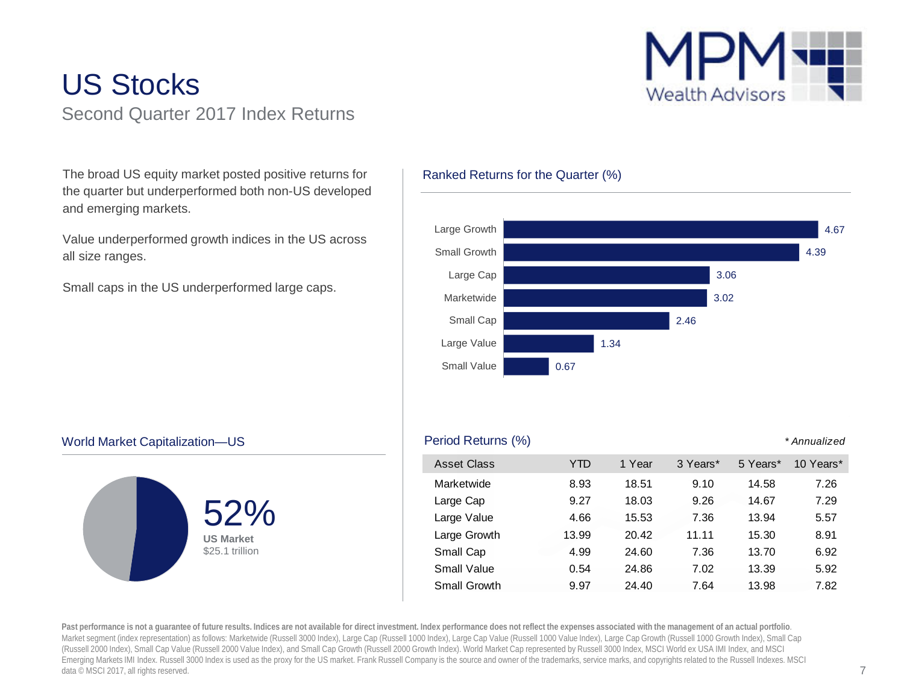# US Stocks

Second Quarter 2017 Index Returns

The broad US equity market posted positive returns for the quarter but underperformed both non-US developed and emerging markets.

Value underperformed growth indices in the US across all size ranges.

Small caps in the US underperformed large caps.

## Ranked Returns for the Quarter (%)

| Asset Class | Return |
|---|---|
| Large Growth | 4.67 |
| Small Growth | 4.39 |
| Large Cap | 3.06 |
| Marketwide | 3.02 |
| Small Cap | 2.46 |
| Large Value | 1.34 |
| Small Value | 0.67 |

## World Market Capitalization—US

52%
**US Market**
$25.1 trillion

## Period Returns (%)

*\* Annualized*

| Asset Class | YTD | 1 Year | 3 Years* | 5 Years* | 10 Years* |
|---|---|---|---|---|---|
| Marketwide | 8.93 | 18.51 | 9.10 | 14.58 | 7.26 |
| Large Cap | 9.27 | 18.03 | 9.26 | 14.67 | 7.29 |
| Large Value | 4.66 | 15.53 | 7.36 | 13.94 | 5.57 |
| Large Growth | 13.99 | 20.42 | 11.11 | 15.30 | 8.91 |
| Small Cap | 4.99 | 24.60 | 7.36 | 13.70 | 6.92 |
| Small Value | 0.54 | 24.86 | 7.02 | 13.39 | 5.92 |
| Small Growth | 9.97 | 24.40 | 7.64 | 13.98 | 7.82 |

**Past performance is not a guarantee of future results. Indices are not available for direct investment. Index performance does not reflect the expenses associated with the management of an actual portfolio**. Market segment (index representation) as follows: Marketwide (Russell 3000 Index), Large Cap (Russell 1000 Index), Large Cap Value (Russell 1000 Value Index), Large Cap Growth (Russell 1000 Growth Index), Small Cap (Russell 2000 Index), Small Cap Value (Russell 2000 Value Index), and Small Cap Growth (Russell 2000 Growth Index). World Market Cap represented by Russell 3000 Index, MSCI World ex USA IMI Index, and MSCI Emerging Markets IMI Index. Russell 3000 Index is used as the proxy for the US market. Frank Russell Company is the source and owner of the trademarks, service marks, and copyrights related to the Russell Indexes. MSCI data © MSCI 2017, all rights reserved.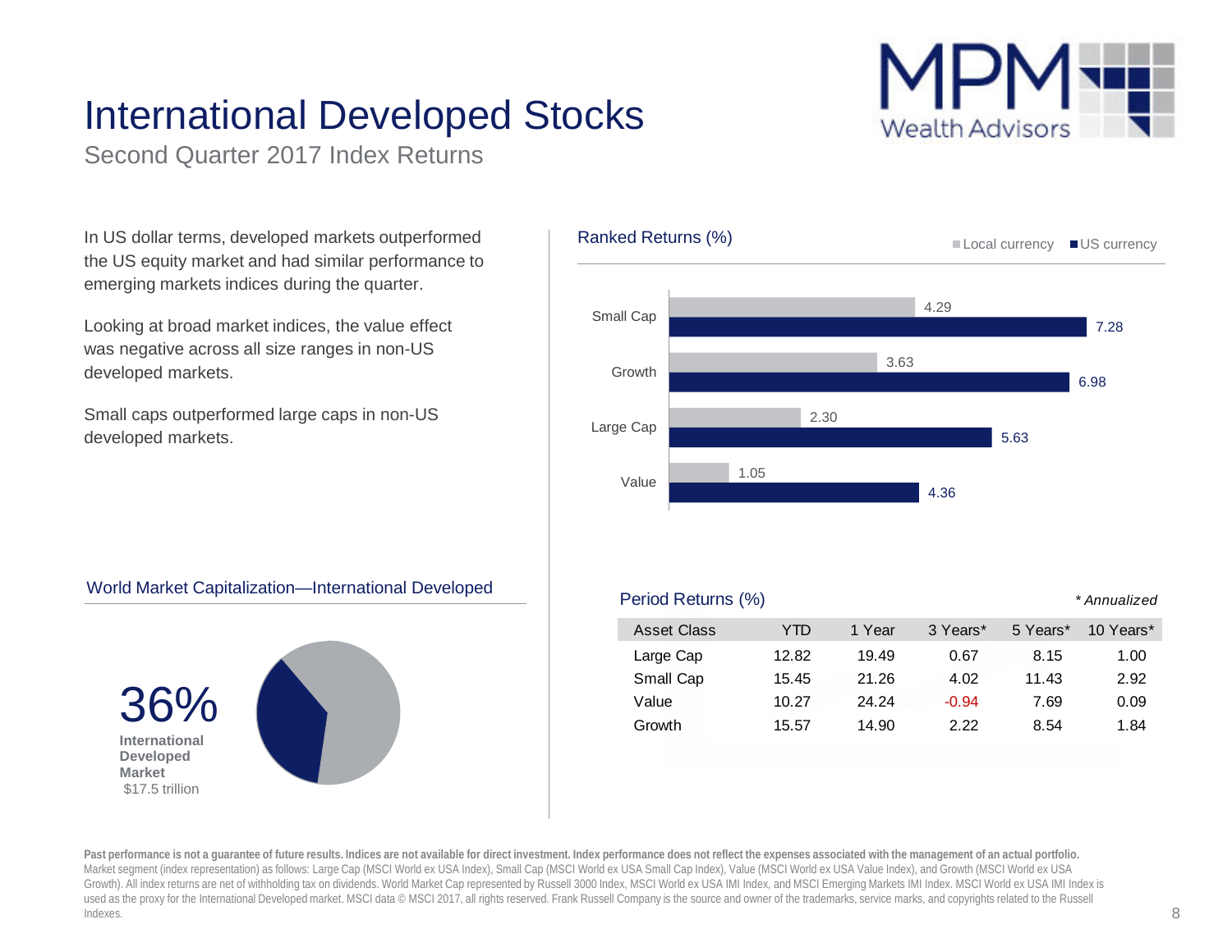# International Developed Stocks

Second Quarter 2017 Index Returns

In US dollar terms, developed markets outperformed the US equity market and had similar performance to emerging markets indices during the quarter.

Looking at broad market indices, the value effect was negative across all size ranges in non-US developed markets.

Small caps outperformed large caps in non-US developed markets.

## Ranked Returns (%)

| | Local currency | US currency |
|---|---|---|
| Small Cap | 4.29 | 7.28 |
| Growth | 3.63 | 6.98 |
| Large Cap | 2.30 | 5.63 |
| Value | 1.05 | 4.36 |

## World Market Capitalization—International Developed

36%
**International Developed Market**
$17.5 trillion

## Period Returns (%)

*\* Annualized*

| Asset Class | YTD | 1 Year | 3 Years* | 5 Years* | 10 Years* |
|---|---|---|---|---|---|
| Large Cap | 12.82 | 19.49 | 0.67 | 8.15 | 1.00 |
| Small Cap | 15.45 | 21.26 | 4.02 | 11.43 | 2.92 |
| Value | 10.27 | 24.24 | -0.94 | 7.69 | 0.09 |
| Growth | 15.57 | 14.90 | 2.22 | 8.54 | 1.84 |

**Past performance is not a guarantee of future results. Indices are not available for direct investment. Index performance does not reflect the expenses associated with the management of an actual portfolio.**
Market segment (index representation) as follows: Large Cap (MSCI World ex USA Index), Small Cap (MSCI World ex USA Small Cap Index), Value (MSCI World ex USA Value Index), and Growth (MSCI World ex USA Growth). All index returns are net of withholding tax on dividends. World Market Cap represented by Russell 3000 Index, MSCI World ex USA IMI Index, and MSCI Emerging Markets IMI Index. MSCI World ex USA IMI Index is used as the proxy for the International Developed market. MSCI data © MSCI 2017, all rights reserved. Frank Russell Company is the source and owner of the trademarks, service marks, and copyrights related to the Russell Indexes.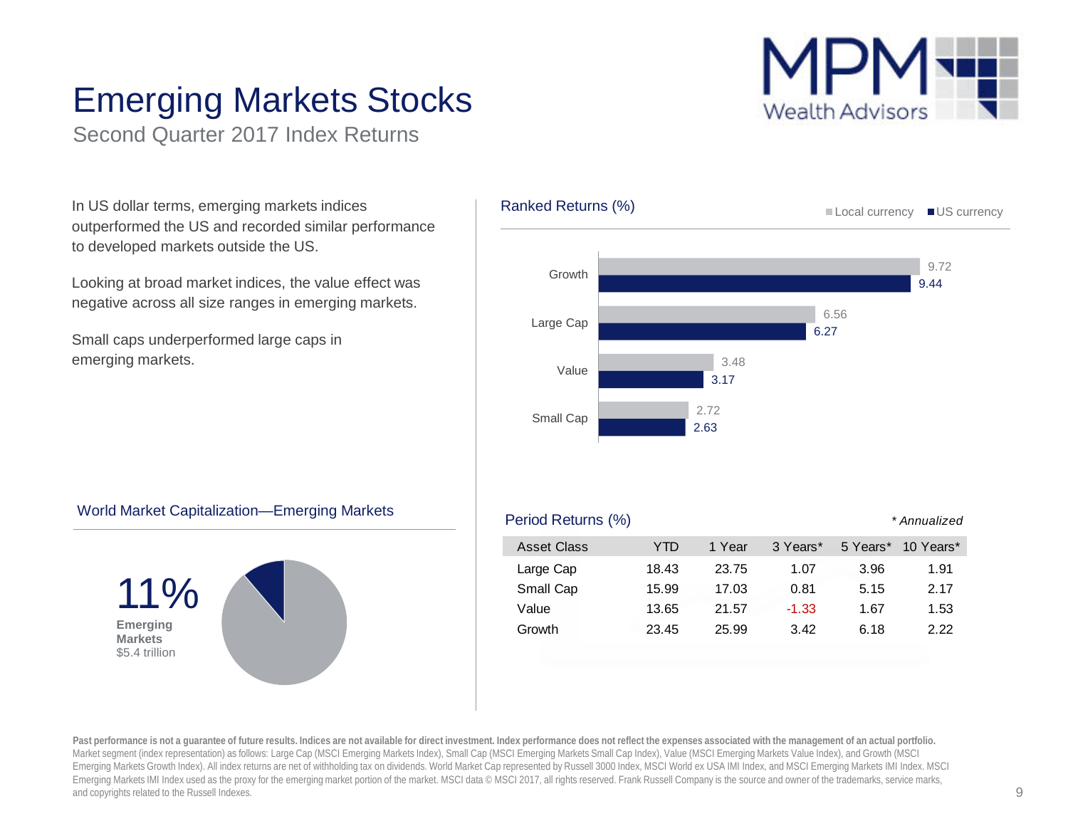# Emerging Markets Stocks

Second Quarter 2017 Index Returns

MPM Wealth Advisors

In US dollar terms, emerging markets indices outperformed the US and recorded similar performance to developed markets outside the US.

Looking at broad market indices, the value effect was negative across all size ranges in emerging markets.

Small caps underperformed large caps in emerging markets.

## Ranked Returns (%)

| | Local currency | US currency |
|---|---|---|
| Growth | 9.72 | 9.44 |
| Large Cap | 6.56 | 6.27 |
| Value | 3.48 | 3.17 |
| Small Cap | 2.72 | 2.63 |

## World Market Capitalization—Emerging Markets

**11%**

**Emerging Markets**
$5.4 trillion

## Period Returns (%)

*\* Annualized*

| Asset Class | YTD | 1 Year | 3 Years* | 5 Years* | 10 Years* |
|---|---|---|---|---|---|
| Large Cap | 18.43 | 23.75 | 1.07 | 3.96 | 1.91 |
| Small Cap | 15.99 | 17.03 | 0.81 | 5.15 | 2.17 |
| Value | 13.65 | 21.57 | -1.33 | 1.67 | 1.53 |
| Growth | 23.45 | 25.99 | 3.42 | 6.18 | 2.22 |

**Past performance is not a guarantee of future results. Indices are not available for direct investment. Index performance does not reflect the expenses associated with the management of an actual portfolio.**
Market segment (index representation) as follows: Large Cap (MSCI Emerging Markets Index), Small Cap (MSCI Emerging Markets Small Cap Index), Value (MSCI Emerging Markets Value Index), and Growth (MSCI Emerging Markets Growth Index). All index returns are net of withholding tax on dividends. World Market Cap represented by Russell 3000 Index, MSCI World ex USA IMI Index, and MSCI Emerging Markets IMI Index. MSCI Emerging Markets IMI Index used as the proxy for the emerging market portion of the market. MSCI data © MSCI 2017, all rights reserved. Frank Russell Company is the source and owner of the trademarks, service marks, and copyrights related to the Russell Indexes.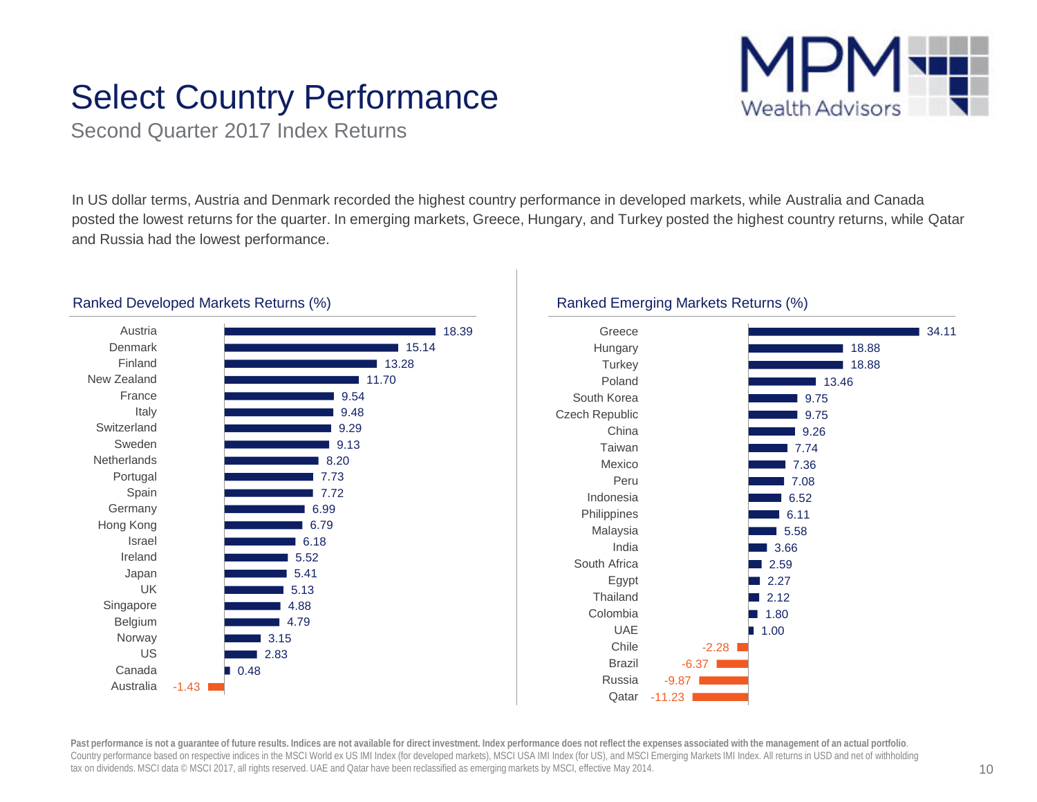# Select Country Performance

Second Quarter 2017 Index Returns

In US dollar terms, Austria and Denmark recorded the highest country performance in developed markets, while Australia and Canada posted the lowest returns for the quarter. In emerging markets, Greece, Hungary, and Turkey posted the highest country returns, while Qatar and Russia had the lowest performance.

### Ranked Developed Markets Returns (%)

| Country | Return (%) |
| --- | --- |
| Austria | 18.39 |
| Denmark | 15.14 |
| Finland | 13.28 |
| New Zealand | 11.70 |
| France | 9.54 |
| Italy | 9.48 |
| Switzerland | 9.29 |
| Sweden | 9.13 |
| Netherlands | 8.20 |
| Portugal | 7.73 |
| Spain | 7.72 |
| Germany | 6.99 |
| Hong Kong | 6.79 |
| Israel | 6.18 |
| Ireland | 5.52 |
| Japan | 5.41 |
| UK | 5.13 |
| Singapore | 4.88 |
| Belgium | 4.79 |
| Norway | 3.15 |
| US | 2.83 |
| Canada | 0.48 |
| Australia | -1.43 |

### Ranked Emerging Markets Returns (%)

| Country | Return (%) |
| --- | --- |
| Greece | 34.11 |
| Hungary | 18.88 |
| Turkey | 18.88 |
| Poland | 13.46 |
| South Korea | 9.75 |
| Czech Republic | 9.75 |
| China | 9.26 |
| Taiwan | 7.74 |
| Mexico | 7.36 |
| Peru | 7.08 |
| Indonesia | 6.52 |
| Philippines | 6.11 |
| Malaysia | 5.58 |
| India | 3.66 |
| South Africa | 2.59 |
| Egypt | 2.27 |
| Thailand | 2.12 |
| Colombia | 1.80 |
| UAE | 1.00 |
| Chile | -2.28 |
| Brazil | -6.37 |
| Russia | -9.87 |
| Qatar | -11.23 |

**Past performance is not a guarantee of future results. Indices are not available for direct investment. Index performance does not reflect the expenses associated with the management of an actual portfolio**. Country performance based on respective indices in the MSCI World ex US IMI Index (for developed markets), MSCI USA IMI Index (for US), and MSCI Emerging Markets IMI Index. All returns in USD and net of withholding tax on dividends. MSCI data © MSCI 2017, all rights reserved. UAE and Qatar have been reclassified as emerging markets by MSCI, effective May 2014.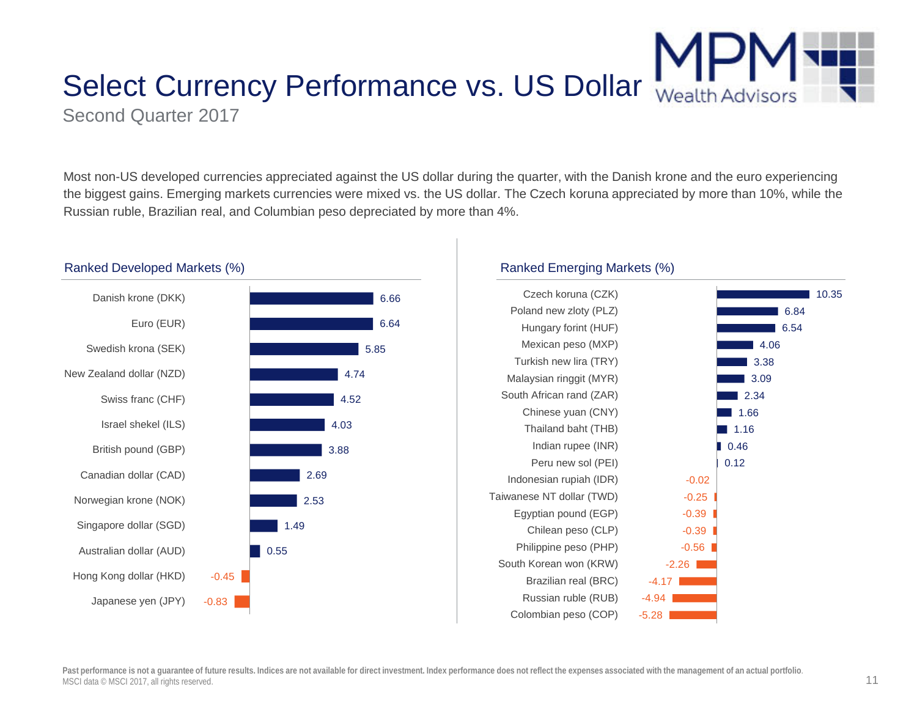# Select Currency Performance vs. US Dollar

Second Quarter 2017

Most non-US developed currencies appreciated against the US dollar during the quarter, with the Danish krone and the euro experiencing the biggest gains. Emerging markets currencies were mixed vs. the US dollar. The Czech koruna appreciated by more than 10%, while the Russian ruble, Brazilian real, and Columbian peso depreciated by more than 4%.

## Ranked Developed Markets (%)

| Currency | % |
|---|---|
| Danish krone (DKK) | 6.66 |
| Euro (EUR) | 6.64 |
| Swedish krona (SEK) | 5.85 |
| New Zealand dollar (NZD) | 4.74 |
| Swiss franc (CHF) | 4.52 |
| Israel shekel (ILS) | 4.03 |
| British pound (GBP) | 3.88 |
| Canadian dollar (CAD) | 2.69 |
| Norwegian krone (NOK) | 2.53 |
| Singapore dollar (SGD) | 1.49 |
| Australian dollar (AUD) | 0.55 |
| Hong Kong dollar (HKD) | -0.45 |
| Japanese yen (JPY) | -0.83 |

## Ranked Emerging Markets (%)

| Currency | % |
|---|---|
| Czech koruna (CZK) | 10.35 |
| Poland new zloty (PLZ) | 6.84 |
| Hungary forint (HUF) | 6.54 |
| Mexican peso (MXP) | 4.06 |
| Turkish new lira (TRY) | 3.38 |
| Malaysian ringgit (MYR) | 3.09 |
| South African rand (ZAR) | 2.34 |
| Chinese yuan (CNY) | 1.66 |
| Thailand baht (THB) | 1.16 |
| Indian rupee (INR) | 0.46 |
| Peru new sol (PEI) | 0.12 |
| Indonesian rupiah (IDR) | -0.02 |
| Taiwanese NT dollar (TWD) | -0.25 |
| Egyptian pound (EGP) | -0.39 |
| Chilean peso (CLP) | -0.39 |
| Philippine peso (PHP) | -0.56 |
| South Korean won (KRW) | -2.26 |
| Brazilian real (BRC) | -4.17 |
| Russian ruble (RUB) | -4.94 |
| Colombian peso (COP) | -5.28 |

**Past performance is not a guarantee of future results. Indices are not available for direct investment. Index performance does not reflect the expenses associated with the management of an actual portfolio.**
MSCI data © MSCI 2017, all rights reserved.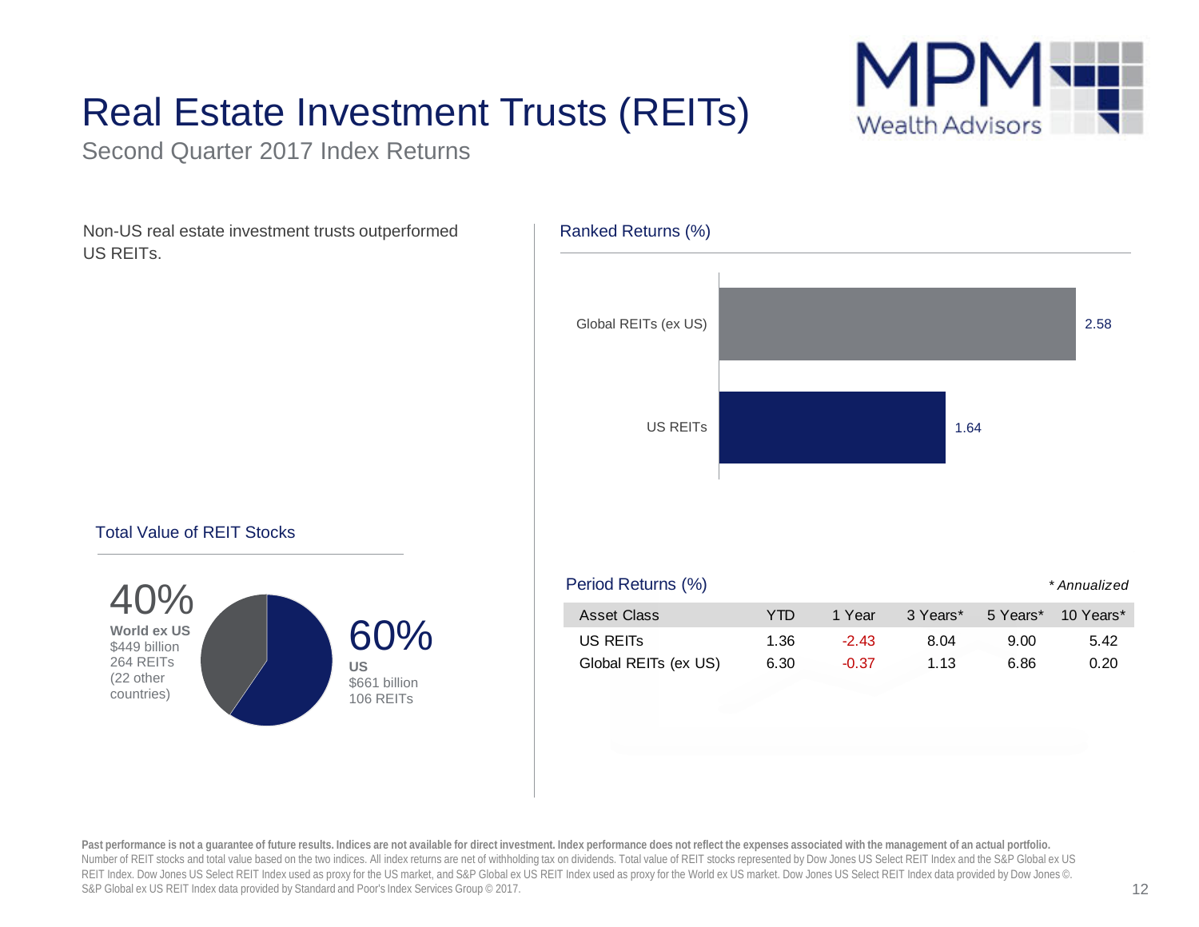# Real Estate Investment Trusts (REITs)

Second Quarter 2017 Index Returns

Non-US real estate investment trusts outperformed US REITs.

## Ranked Returns (%)

| Asset Class | Return |
|---|---|
| Global REITs (ex US) | 2.58 |
| US REITs | 1.64 |

## Total Value of REIT Stocks

**40%**
**World ex US**
$449 billion
264 REITs
(22 other countries)

**60%**
**US**
$661 billion
106 REITs

## Period Returns (%)

*\* Annualized*

| Asset Class | YTD | 1 Year | 3 Years* | 5 Years* | 10 Years* |
|---|---|---|---|---|---|
| US REITs | 1.36 | -2.43 | 8.04 | 9.00 | 5.42 |
| Global REITs (ex US) | 6.30 | -0.37 | 1.13 | 6.86 | 0.20 |

**Past performance is not a guarantee of future results. Indices are not available for direct investment. Index performance does not reflect the expenses associated with the management of an actual portfolio.**
Number of REIT stocks and total value based on the two indices. All index returns are net of withholding tax on dividends. Total value of REIT stocks represented by Dow Jones US Select REIT Index and the S&P Global ex US REIT Index. Dow Jones US Select REIT Index used as proxy for the US market, and S&P Global ex US REIT Index used as proxy for the World ex US market. Dow Jones US Select REIT Index data provided by Dow Jones ©. S&P Global ex US REIT Index data provided by Standard and Poor's Index Services Group © 2017.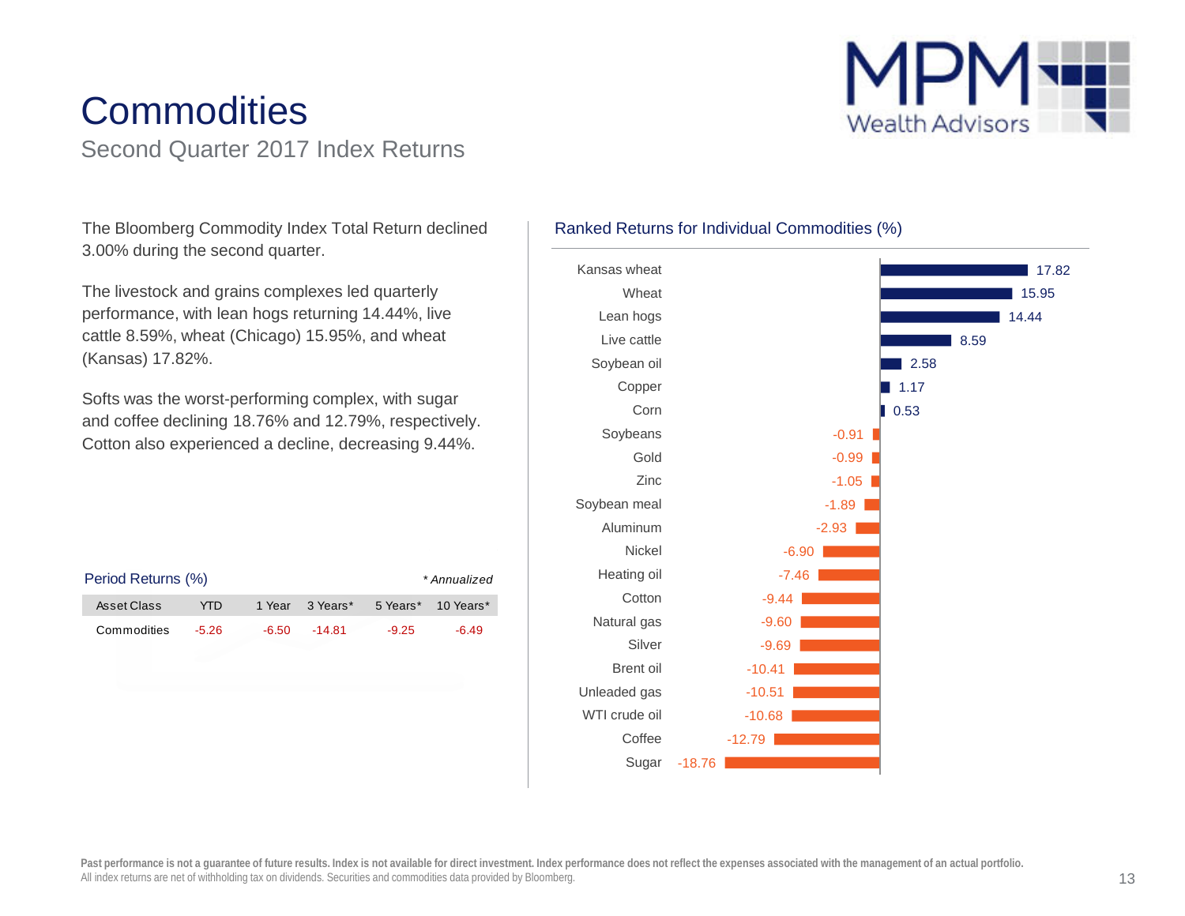# Commodities

## Second Quarter 2017 Index Returns

The Bloomberg Commodity Index Total Return declined 3.00% during the second quarter.

The livestock and grains complexes led quarterly performance, with lean hogs returning 14.44%, live cattle 8.59%, wheat (Chicago) 15.95%, and wheat (Kansas) 17.82%.

Softs was the worst-performing complex, with sugar and coffee declining 18.76% and 12.79%, respectively. Cotton also experienced a decline, decreasing 9.44%.

### Period Returns (%)

*\* Annualized*

| Asset Class | YTD | 1 Year | 3 Years* | 5 Years* | 10 Years* |
|---|---|---|---|---|---|
| Commodities | -5.26 | -6.50 | -14.81 | -9.25 | -6.49 |

### Ranked Returns for Individual Commodities (%)

| Commodity | Return (%) |
|---|---|
| Kansas wheat | 17.82 |
| Wheat | 15.95 |
| Lean hogs | 14.44 |
| Live cattle | 8.59 |
| Soybean oil | 2.58 |
| Copper | 1.17 |
| Corn | 0.53 |
| Soybeans | -0.91 |
| Gold | -0.99 |
| Zinc | -1.05 |
| Soybean meal | -1.89 |
| Aluminum | -2.93 |
| Nickel | -6.90 |
| Heating oil | -7.46 |
| Cotton | -9.44 |
| Natural gas | -9.60 |
| Silver | -9.69 |
| Brent oil | -10.41 |
| Unleaded gas | -10.51 |
| WTI crude oil | -10.68 |
| Coffee | -12.79 |
| Sugar | -18.76 |

**Past performance is not a guarantee of future results. Index is not available for direct investment. Index performance does not reflect the expenses associated with the management of an actual portfolio.**
All index returns are net of withholding tax on dividends. Securities and commodities data provided by Bloomberg.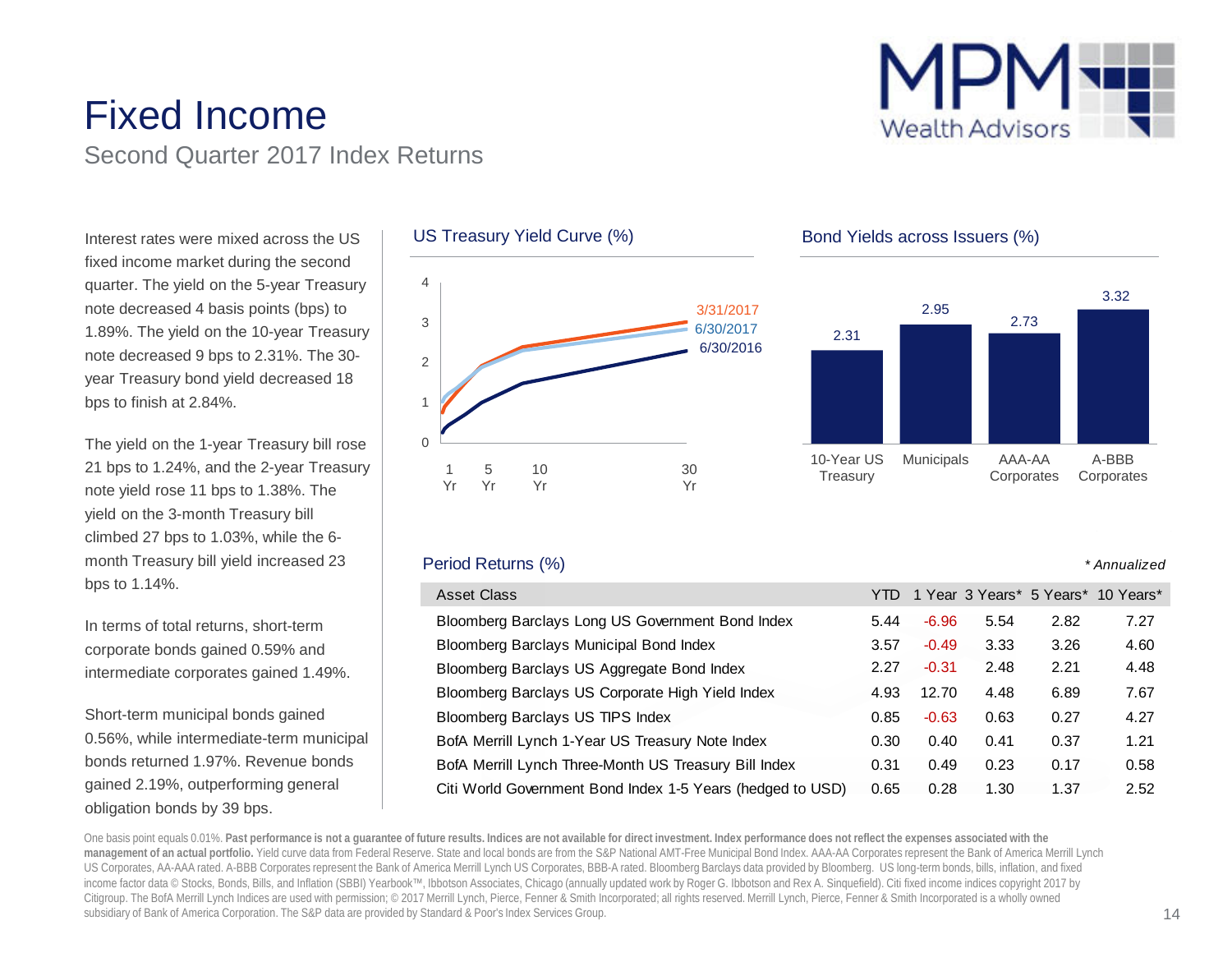# Fixed Income

Second Quarter 2017 Index Returns

Interest rates were mixed across the US fixed income market during the second quarter. The yield on the 5-year Treasury note decreased 4 basis points (bps) to 1.89%. The yield on the 10-year Treasury note decreased 9 bps to 2.31%. The 30-year Treasury bond yield decreased 18 bps to finish at 2.84%.

The yield on the 1-year Treasury bill rose 21 bps to 1.24%, and the 2-year Treasury note yield rose 11 bps to 1.38%. The yield on the 3-month Treasury bill climbed 27 bps to 1.03%, while the 6-month Treasury bill yield increased 23 bps to 1.14%.

In terms of total returns, short-term corporate bonds gained 0.59% and intermediate corporates gained 1.49%.

Short-term municipal bonds gained 0.56%, while intermediate-term municipal bonds returned 1.97%. Revenue bonds gained 2.19%, outperforming general obligation bonds by 39 bps.

### US Treasury Yield Curve (%)

Series: 3/31/2017, 6/30/2017, 6/30/2016. Y-axis: 0–4. X-axis: 1 Yr, 5 Yr, 10 Yr, 30 Yr.

### Bond Yields across Issuers (%)

| 10-Year US Treasury | Municipals | AAA-AA Corporates | A-BBB Corporates |
|---|---|---|---|
| 2.31 | 2.95 | 2.73 | 3.32 |

### Period Returns (%)

*\* Annualized*

| Asset Class | YTD | 1 Year | 3 Years* | 5 Years* | 10 Years* |
|---|---|---|---|---|---|
| Bloomberg Barclays Long US Government Bond Index | 5.44 | -6.96 | 5.54 | 2.82 | 7.27 |
| Bloomberg Barclays Municipal Bond Index | 3.57 | -0.49 | 3.33 | 3.26 | 4.60 |
| Bloomberg Barclays US Aggregate Bond Index | 2.27 | -0.31 | 2.48 | 2.21 | 4.48 |
| Bloomberg Barclays US Corporate High Yield Index | 4.93 | 12.70 | 4.48 | 6.89 | 7.67 |
| Bloomberg Barclays US TIPS Index | 0.85 | -0.63 | 0.63 | 0.27 | 4.27 |
| BofA Merrill Lynch 1-Year US Treasury Note Index | 0.30 | 0.40 | 0.41 | 0.37 | 1.21 |
| BofA Merrill Lynch Three-Month US Treasury Bill Index | 0.31 | 0.49 | 0.23 | 0.17 | 0.58 |
| Citi World Government Bond Index 1-5 Years (hedged to USD) | 0.65 | 0.28 | 1.30 | 1.37 | 2.52 |

One basis point equals 0.01%. **Past performance is not a guarantee of future results. Indices are not available for direct investment. Index performance does not reflect the expenses associated with the management of an actual portfolio.** Yield curve data from Federal Reserve. State and local bonds are from the S&P National AMT-Free Municipal Bond Index. AAA-AA Corporates represent the Bank of America Merrill Lynch US Corporates, AA-AAA rated. A-BBB Corporates represent the Bank of America Merrill Lynch US Corporates, BBB-A rated. Bloomberg Barclays data provided by Bloomberg. US long-term bonds, bills, inflation, and fixed income factor data © Stocks, Bonds, Bills, and Inflation (SBBI) Yearbook™, Ibbotson Associates, Chicago (annually updated work by Roger G. Ibbotson and Rex A. Sinquefield). Citi fixed income indices copyright 2017 by Citigroup. The BofA Merrill Lynch Indices are used with permission; © 2017 Merrill Lynch, Pierce, Fenner & Smith Incorporated; all rights reserved. Merrill Lynch, Pierce, Fenner & Smith Incorporated is a wholly owned subsidiary of Bank of America Corporation. The S&P data are provided by Standard & Poor's Index Services Group.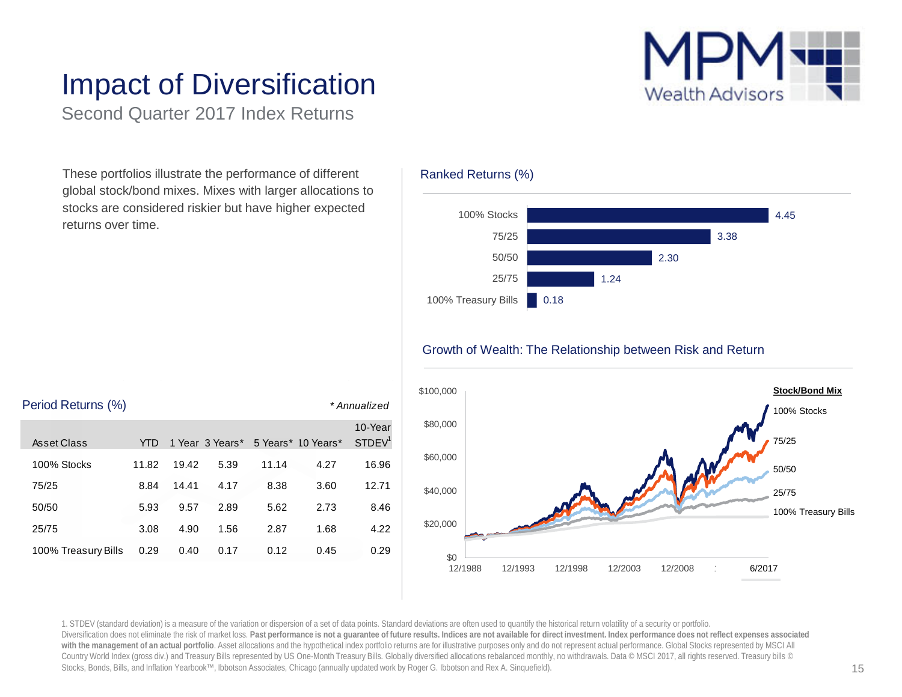# Impact of Diversification

Second Quarter 2017 Index Returns

These portfolios illustrate the performance of different global stock/bond mixes. Mixes with larger allocations to stocks are considered riskier but have higher expected returns over time.

## Ranked Returns (%)

| Portfolio | Return |
|---|---|
| 100% Stocks | 4.45 |
| 75/25 | 3.38 |
| 50/50 | 2.30 |
| 25/75 | 1.24 |
| 100% Treasury Bills | 0.18 |

## Growth of Wealth: The Relationship between Risk and Return

Stock/Bond Mix: 100% Stocks, 75/25, 50/50, 25/75, 100% Treasury Bills

$100,000 / $80,000 / $60,000 / $40,000 / $20,000 / $0

12/1988, 12/1993, 12/1998, 12/2003, 12/2008, 6/2017

## Period Returns (%)

*\* Annualized*

| Asset Class | YTD | 1 Year | 3 Years* | 5 Years* | 10 Years* | 10-Year STDEV[1] |
|---|---|---|---|---|---|---|
| 100% Stocks | 11.82 | 19.42 | 5.39 | 11.14 | 4.27 | 16.96 |
| 75/25 | 8.84 | 14.41 | 4.17 | 8.38 | 3.60 | 12.71 |
| 50/50 | 5.93 | 9.57 | 2.89 | 5.62 | 2.73 | 8.46 |
| 25/75 | 3.08 | 4.90 | 1.56 | 2.87 | 1.68 | 4.22 |
| 100% Treasury Bills | 0.29 | 0.40 | 0.17 | 0.12 | 0.45 | 0.29 |

1. STDEV (standard deviation) is a measure of the variation or dispersion of a set of data points. Standard deviations are often used to quantify the historical return volatility of a security or portfolio.

Diversification does not eliminate the risk of market loss. **Past performance is not a guarantee of future results. Indices are not available for direct investment. Index performance does not reflect expenses associated with the management of an actual portfolio**. Asset allocations and the hypothetical index portfolio returns are for illustrative purposes only and do not represent actual performance. Global Stocks represented by MSCI All Country World Index (gross div.) and Treasury Bills represented by US One-Month Treasury Bills. Globally diversified allocations rebalanced monthly, no withdrawals. Data © MSCI 2017, all rights reserved. Treasury bills © Stocks, Bonds, Bills, and Inflation Yearbook™, Ibbotson Associates, Chicago (annually updated work by Roger G. Ibbotson and Rex A. Sinquefield).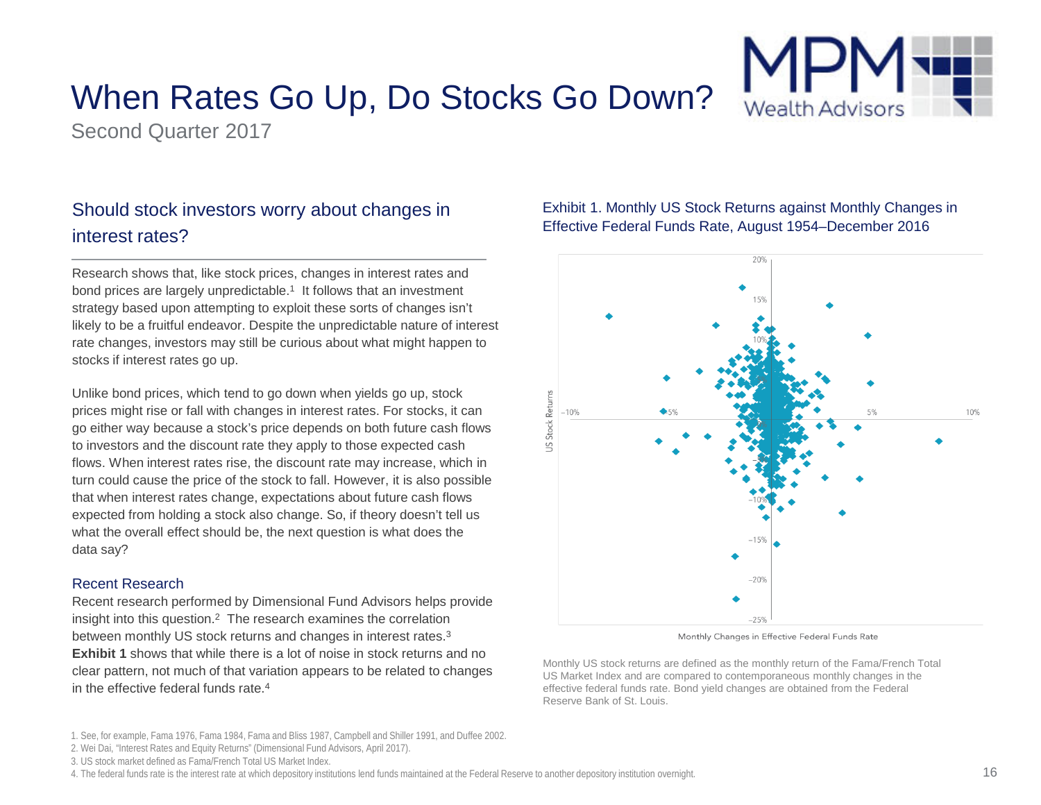# When Rates Go Up, Do Stocks Go Down?

Second Quarter 2017

## Should stock investors worry about changes in interest rates?

Research shows that, like stock prices, changes in interest rates and bond prices are largely unpredictable.[1] It follows that an investment strategy based upon attempting to exploit these sorts of changes isn't likely to be a fruitful endeavor. Despite the unpredictable nature of interest rate changes, investors may still be curious about what might happen to stocks if interest rates go up.

Unlike bond prices, which tend to go down when yields go up, stock prices might rise or fall with changes in interest rates. For stocks, it can go either way because a stock's price depends on both future cash flows to investors and the discount rate they apply to those expected cash flows. When interest rates rise, the discount rate may increase, which in turn could cause the price of the stock to fall. However, it is also possible that when interest rates change, expectations about future cash flows expected from holding a stock also change. So, if theory doesn't tell us what the overall effect should be, the next question is what does the data say?

### Recent Research

Recent research performed by Dimensional Fund Advisors helps provide insight into this question.[2] The research examines the correlation between monthly US stock returns and changes in interest rates.[3] **Exhibit 1** shows that while there is a lot of noise in stock returns and no clear pattern, not much of that variation appears to be related to changes in the effective federal funds rate.[4]

Exhibit 1. Monthly US Stock Returns against Monthly Changes in Effective Federal Funds Rate, August 1954–December 2016

Monthly US stock returns are defined as the monthly return of the Fama/French Total US Market Index and are compared to contemporaneous monthly changes in the effective federal funds rate. Bond yield changes are obtained from the Federal Reserve Bank of St. Louis.

1. See, for example, Fama 1976, Fama 1984, Fama and Bliss 1987, Campbell and Shiller 1991, and Duffee 2002.
2. Wei Dai, "Interest Rates and Equity Returns" (Dimensional Fund Advisors, April 2017).
3. US stock market defined as Fama/French Total US Market Index.
4. The federal funds rate is the interest rate at which depository institutions lend funds maintained at the Federal Reserve to another depository institution overnight.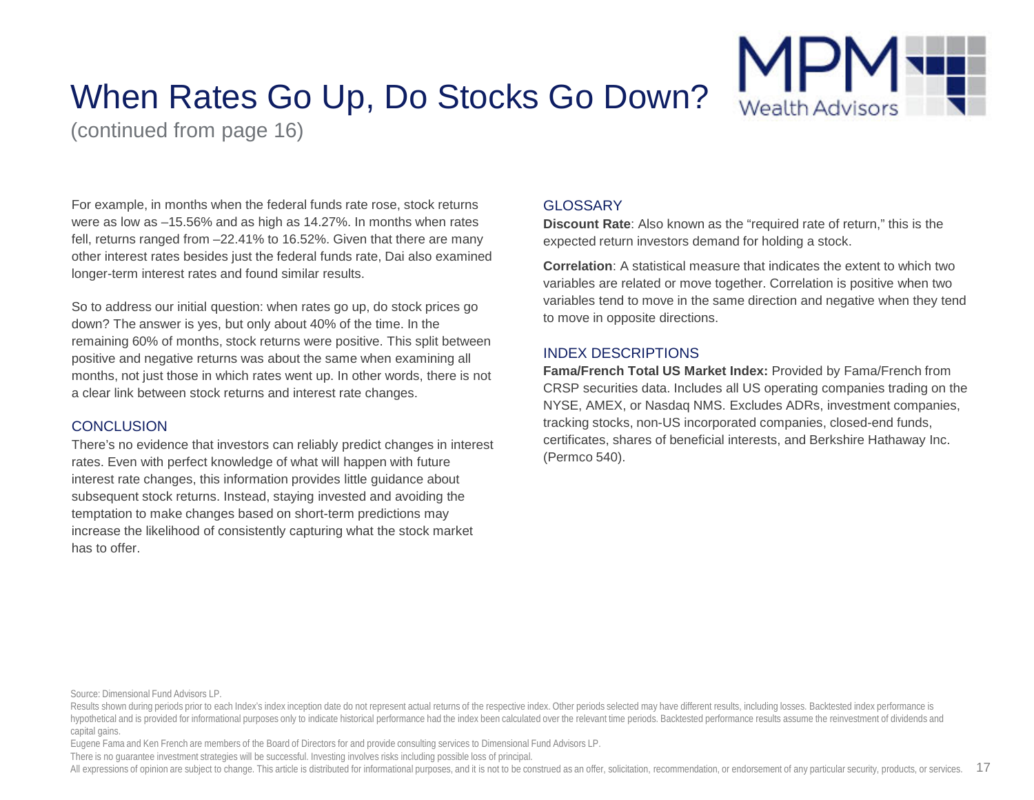# When Rates Go Up, Do Stocks Go Down?

(continued from page 16)

For example, in months when the federal funds rate rose, stock returns were as low as –15.56% and as high as 14.27%. In months when rates fell, returns ranged from –22.41% to 16.52%. Given that there are many other interest rates besides just the federal funds rate, Dai also examined longer-term interest rates and found similar results.

So to address our initial question: when rates go up, do stock prices go down? The answer is yes, but only about 40% of the time. In the remaining 60% of months, stock returns were positive. This split between positive and negative returns was about the same when examining all months, not just those in which rates went up. In other words, there is not a clear link between stock returns and interest rate changes.

## CONCLUSION

There's no evidence that investors can reliably predict changes in interest rates. Even with perfect knowledge of what will happen with future interest rate changes, this information provides little guidance about subsequent stock returns. Instead, staying invested and avoiding the temptation to make changes based on short-term predictions may increase the likelihood of consistently capturing what the stock market has to offer.

## GLOSSARY

**Discount Rate**: Also known as the "required rate of return," this is the expected return investors demand for holding a stock.

**Correlation**: A statistical measure that indicates the extent to which two variables are related or move together. Correlation is positive when two variables tend to move in the same direction and negative when they tend to move in opposite directions.

## INDEX DESCRIPTIONS

**Fama/French Total US Market Index:** Provided by Fama/French from CRSP securities data. Includes all US operating companies trading on the NYSE, AMEX, or Nasdaq NMS. Excludes ADRs, investment companies, tracking stocks, non-US incorporated companies, closed-end funds, certificates, shares of beneficial interests, and Berkshire Hathaway Inc. (Permco 540).

Source: Dimensional Fund Advisors LP.

Results shown during periods prior to each Index's index inception date do not represent actual returns of the respective index. Other periods selected may have different results, including losses. Backtested index performance is hypothetical and is provided for informational purposes only to indicate historical performance had the index been calculated over the relevant time periods. Backtested performance results assume the reinvestment of dividends and capital gains.

Eugene Fama and Ken French are members of the Board of Directors for and provide consulting services to Dimensional Fund Advisors LP.

There is no guarantee investment strategies will be successful. Investing involves risks including possible loss of principal.

All expressions of opinion are subject to change. This article is distributed for informational purposes, and it is not to be construed as an offer, solicitation, recommendation, or endorsement of any particular security, products, or services.